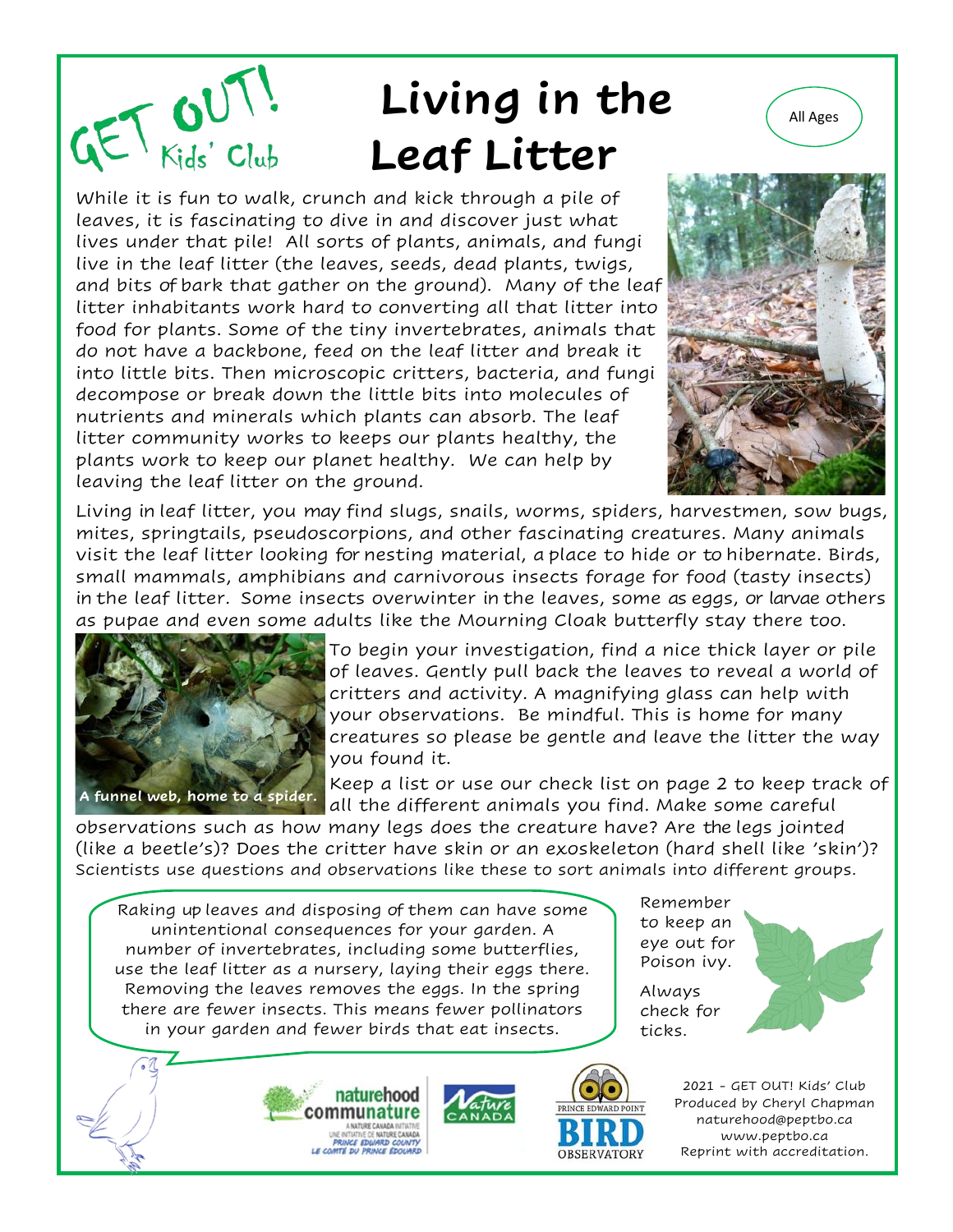GET OUT! Kids' Club

# Living in the Leaf Litter

All Ages

While it is fun to walk, crunch and kick through a pile of leaves, it is fascinating to dive in and discover just what lives under that pile! All sorts of plants, animals, and fungi live in the leaf litter (the leaves, seeds, dead plants, twigs, and bits of bark that gather on the ground). Many of the leaf litter inhabitants work hard to converting all that litter into food for plants. Some of the tiny invertebrates, animals that do not have a backbone, feed on the leaf litter and break it into little bits. Then microscopic critters, bacteria, and fungi decompose or break down the little bits into molecules of nutrients and minerals which plants can absorb. The leaf litter community works to keeps our plants healthy, the plants work to keep our planet healthy. We can help by leaving the leaf litter on the ground.

Living in leaf litter, you may find slugs, snails, worms, spiders, harvestmen, sow bugs, mites, springtails, pseudoscorpions, and other fascinating creatures. Many animals visit the leaf litter looking for nesting material, a place to hide or to hibernate. Birds, small mammals, amphibians and carnivorous insects forage for food (tasty insects) in the leaf litter. Some insects overwinter in the leaves, some as eggs, or larvae others as pupae and even some adults like the Mourning Cloak butterfly stay there too.

A funnel web, home to a spider.

To begin your investigation, find a nice thick layer or pile of leaves. Gently pull back the leaves to reveal a world of critters and activity. A magnifying glass can help with your observations. Be mindful. This is home for many creatures so please be gentle and leave the litter the way you found it.

Keep a list or use our check list on page 2 to keep track of all the different animals you find. Make some careful observations such as how many legs does the creature have? Are the legs jointed (like a beetle's)? Does the critter have skin or an exoskeleton (hard shell like 'skin')? Scientists use questions and observations like these to sort animals into different groups.

Raking up leaves and disposing of them can have some unintentional consequences for your garden. A number of invertebrates, including some butterflies, use the leaf litter as a nursery, laying their eggs there. Removing the leaves removes the eggs. In the spring there are fewer insects. This means fewer pollinators in your garden and fewer birds that eat insects.

Remember to keep an eye out for Poison ivy.

Always check for ticks.

2021 - GET OUT! Kids' Club
Produced by Cheryl Chapman
naturehood@peptbo.ca
www.peptbo.ca
Reprint with accreditation.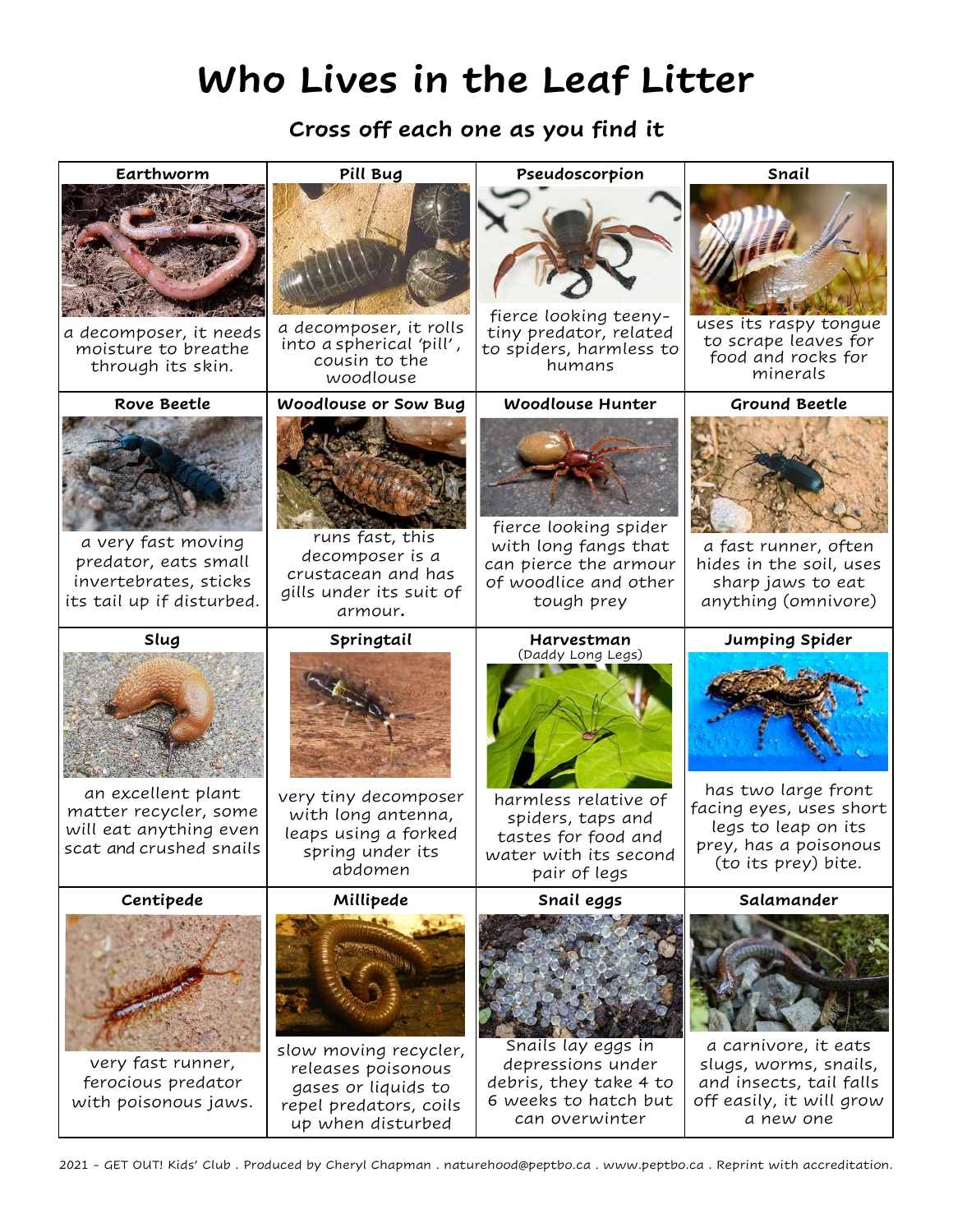# Who Lives in the Leaf Litter

## Cross off each one as you find it

| | | | |
|---|---|---|---|
| **Earthworm**<br>a decomposer, it needs moisture to breathe through its skin. | **Pill Bug**<br>a decomposer, it rolls into a spherical 'pill', cousin to the woodlouse | **Pseudoscorpion**<br>fierce looking teeny-tiny predator, related to spiders, harmless to humans | **Snail**<br>uses its raspy tongue to scrape leaves for food and rocks for minerals |
| **Rove Beetle**<br>a very fast moving predator, eats small invertebrates, sticks its tail up if disturbed. | **Woodlouse or Sow Bug**<br>runs fast, this decomposer is a crustacean and has gills under its suit of armour. | **Woodlouse Hunter**<br>fierce looking spider with long fangs that can pierce the armour of woodlice and other tough prey | **Ground Beetle**<br>a fast runner, often hides in the soil, uses sharp jaws to eat anything (omnivore) |
| **Slug**<br>an excellent plant matter recycler, some will eat anything even scat and crushed snails | **Springtail**<br>very tiny decomposer with long antenna, leaps using a forked spring under its abdomen | **Harvestman** (Daddy Long Legs)<br>harmless relative of spiders, taps and tastes for food and water with its second pair of legs | **Jumping Spider**<br>has two large front facing eyes, uses short legs to leap on its prey, has a poisonous (to its prey) bite. |
| **Centipede**<br>very fast runner, ferocious predator with poisonous jaws. | **Millipede**<br>slow moving recycler, releases poisonous gases or liquids to repel predators, coils up when disturbed | **Snail eggs**<br>Snails lay eggs in depressions under debris, they take 4 to 6 weeks to hatch but can overwinter | **Salamander**<br>a carnivore, it eats slugs, worms, snails, and insects, tail falls off easily, it will grow a new one |

2021 - GET OUT! Kids' Club . Produced by Cheryl Chapman . naturehood@peptbo.ca . www.peptbo.ca . Reprint with accreditation.